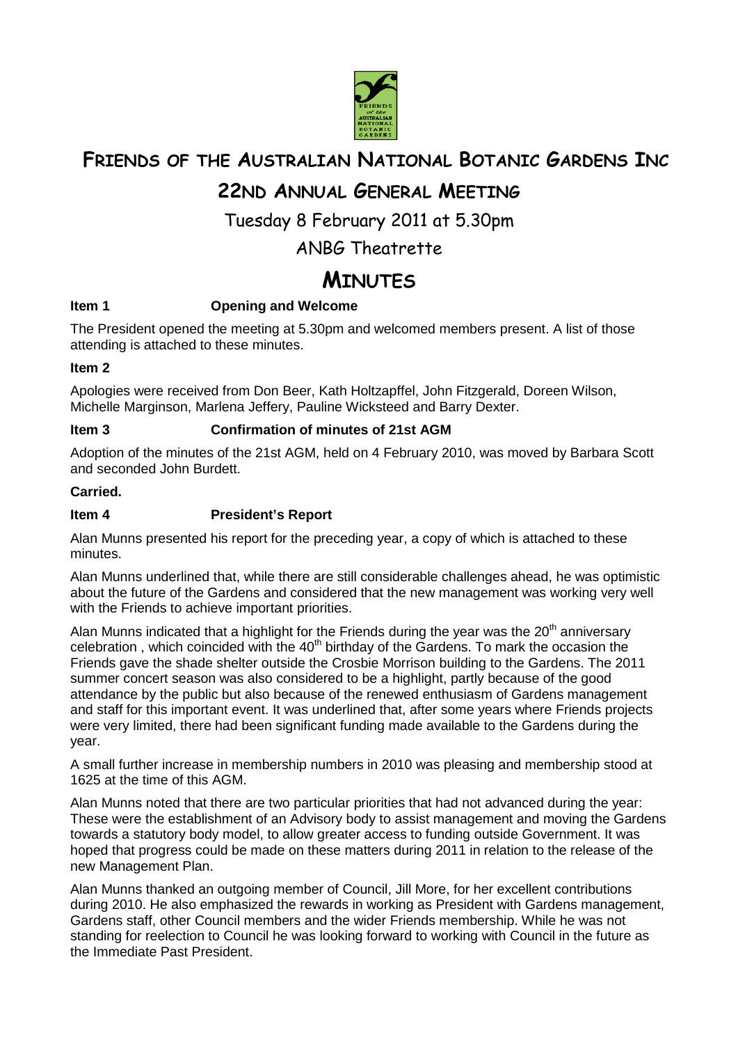# Friends of the Australian National Botanic Gardens Inc

## 22nd Annual General Meeting

Tuesday 8 February 2011 at 5.30pm

ANBG Theatrette

# Minutes

**Item 1 Opening and Welcome**

The President opened the meeting at 5.30pm and welcomed members present. A list of those attending is attached to these minutes.

**Item 2**

Apologies were received from Don Beer, Kath Holtzapffel, John Fitzgerald, Doreen Wilson, Michelle Marginson, Marlena Jeffery, Pauline Wicksteed and Barry Dexter.

**Item 3 Confirmation of minutes of 21st AGM**

Adoption of the minutes of the 21st AGM, held on 4 February 2010, was moved by Barbara Scott and seconded John Burdett.

**Carried.**

**Item 4 President's Report**

Alan Munns presented his report for the preceding year, a copy of which is attached to these minutes.

Alan Munns underlined that, while there are still considerable challenges ahead, he was optimistic about the future of the Gardens and considered that the new management was working very well with the Friends to achieve important priorities.

Alan Munns indicated that a highlight for the Friends during the year was the 20th anniversary celebration , which coincided with the 40th birthday of the Gardens. To mark the occasion the Friends gave the shade shelter outside the Crosbie Morrison building to the Gardens. The 2011 summer concert season was also considered to be a highlight, partly because of the good attendance by the public but also because of the renewed enthusiasm of Gardens management and staff for this important event. It was underlined that, after some years where Friends projects were very limited, there had been significant funding made available to the Gardens during the year.

A small further increase in membership numbers in 2010 was pleasing and membership stood at 1625 at the time of this AGM.

Alan Munns noted that there are two particular priorities that had not advanced during the year: These were the establishment of an Advisory body to assist management and moving the Gardens towards a statutory body model, to allow greater access to funding outside Government. It was hoped that progress could be made on these matters during 2011 in relation to the release of the new Management Plan.

Alan Munns thanked an outgoing member of Council, Jill More, for her excellent contributions during 2010. He also emphasized the rewards in working as President with Gardens management, Gardens staff, other Council members and the wider Friends membership. While he was not standing for reelection to Council he was looking forward to working with Council in the future as the Immediate Past President.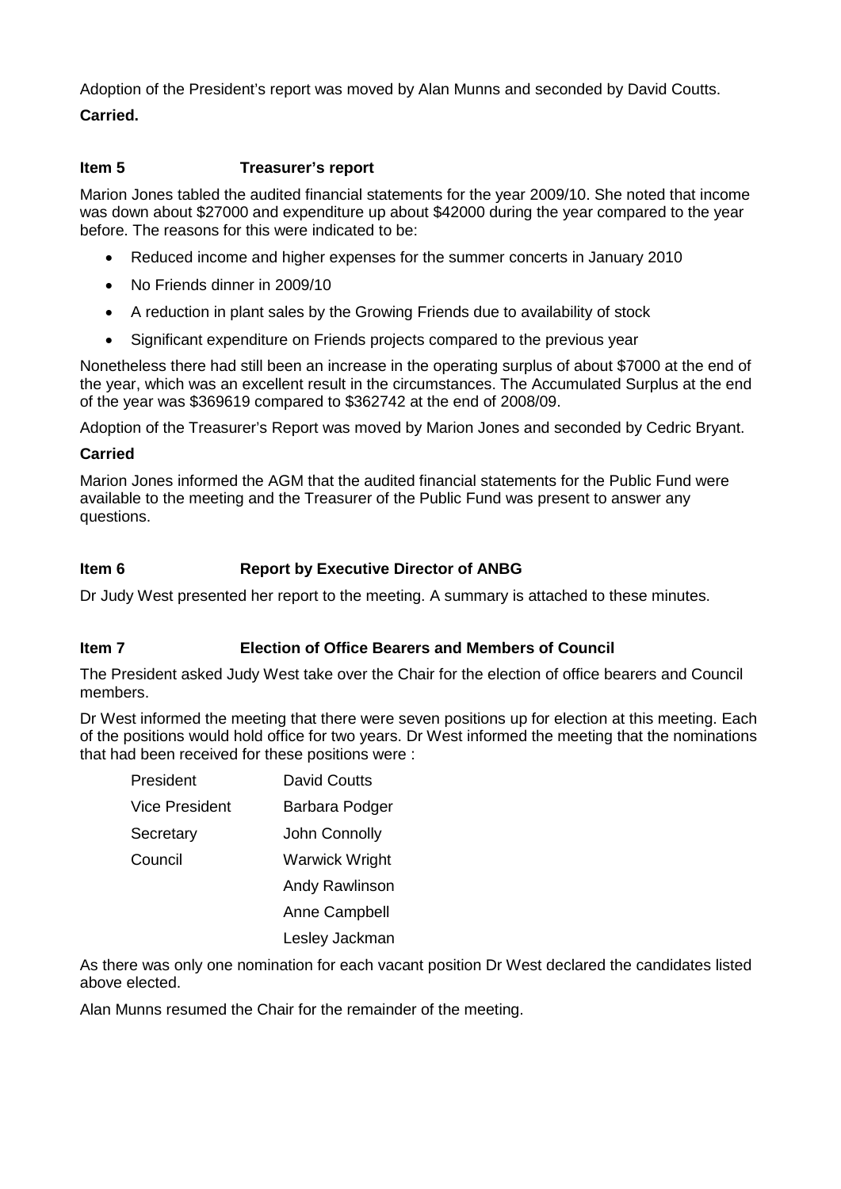Adoption of the President's report was moved by Alan Munns and seconded by David Coutts.

**Carried.**

## Item 5 Treasurer's report

Marion Jones tabled the audited financial statements for the year 2009/10. She noted that income was down about $27000 and expenditure up about $42000 during the year compared to the year before. The reasons for this were indicated to be:

- Reduced income and higher expenses for the summer concerts in January 2010
- No Friends dinner in 2009/10
- A reduction in plant sales by the Growing Friends due to availability of stock
- Significant expenditure on Friends projects compared to the previous year

Nonetheless there had still been an increase in the operating surplus of about $7000 at the end of the year, which was an excellent result in the circumstances. The Accumulated Surplus at the end of the year was $369619 compared to $362742 at the end of 2008/09.

Adoption of the Treasurer's Report was moved by Marion Jones and seconded by Cedric Bryant.

**Carried**

Marion Jones informed the AGM that the audited financial statements for the Public Fund were available to the meeting and the Treasurer of the Public Fund was present to answer any questions.

## Item 6 Report by Executive Director of ANBG

Dr Judy West presented her report to the meeting. A summary is attached to these minutes.

## Item 7 Election of Office Bearers and Members of Council

The President asked Judy West take over the Chair for the election of office bearers and Council members.

Dr West informed the meeting that there were seven positions up for election at this meeting. Each of the positions would hold office for two years. Dr West informed the meeting that the nominations that had been received for these positions were :

| | |
|---|---|
| President | David Coutts |
| Vice President | Barbara Podger |
| Secretary | John Connolly |
| Council | Warwick Wright |
| | Andy Rawlinson |
| | Anne Campbell |
| | Lesley Jackman |

As there was only one nomination for each vacant position Dr West declared the candidates listed above elected.

Alan Munns resumed the Chair for the remainder of the meeting.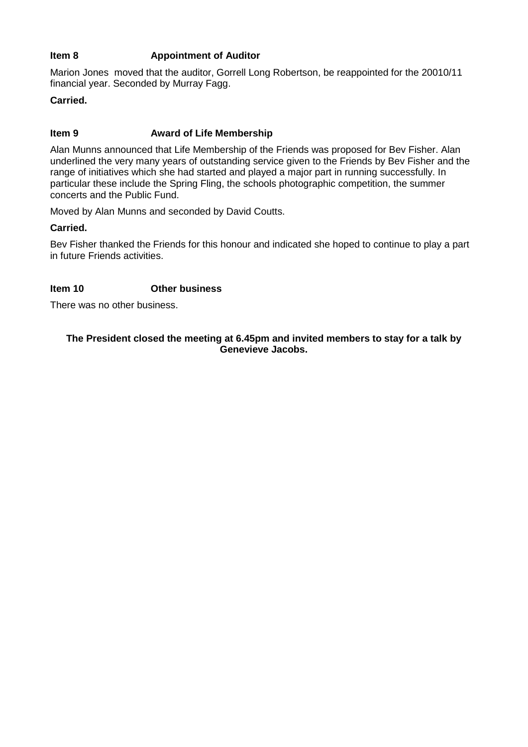**Item 8 Appointment of Auditor**

Marion Jones moved that the auditor, Gorrell Long Robertson, be reappointed for the 20010/11 financial year. Seconded by Murray Fagg.

**Carried.**

**Item 9 Award of Life Membership**

Alan Munns announced that Life Membership of the Friends was proposed for Bev Fisher. Alan underlined the very many years of outstanding service given to the Friends by Bev Fisher and the range of initiatives which she had started and played a major part in running successfully. In particular these include the Spring Fling, the schools photographic competition, the summer concerts and the Public Fund.

Moved by Alan Munns and seconded by David Coutts.

**Carried.**

Bev Fisher thanked the Friends for this honour and indicated she hoped to continue to play a part in future Friends activities.

**Item 10 Other business**

There was no other business.

**The President closed the meeting at 6.45pm and invited members to stay for a talk by Genevieve Jacobs.**